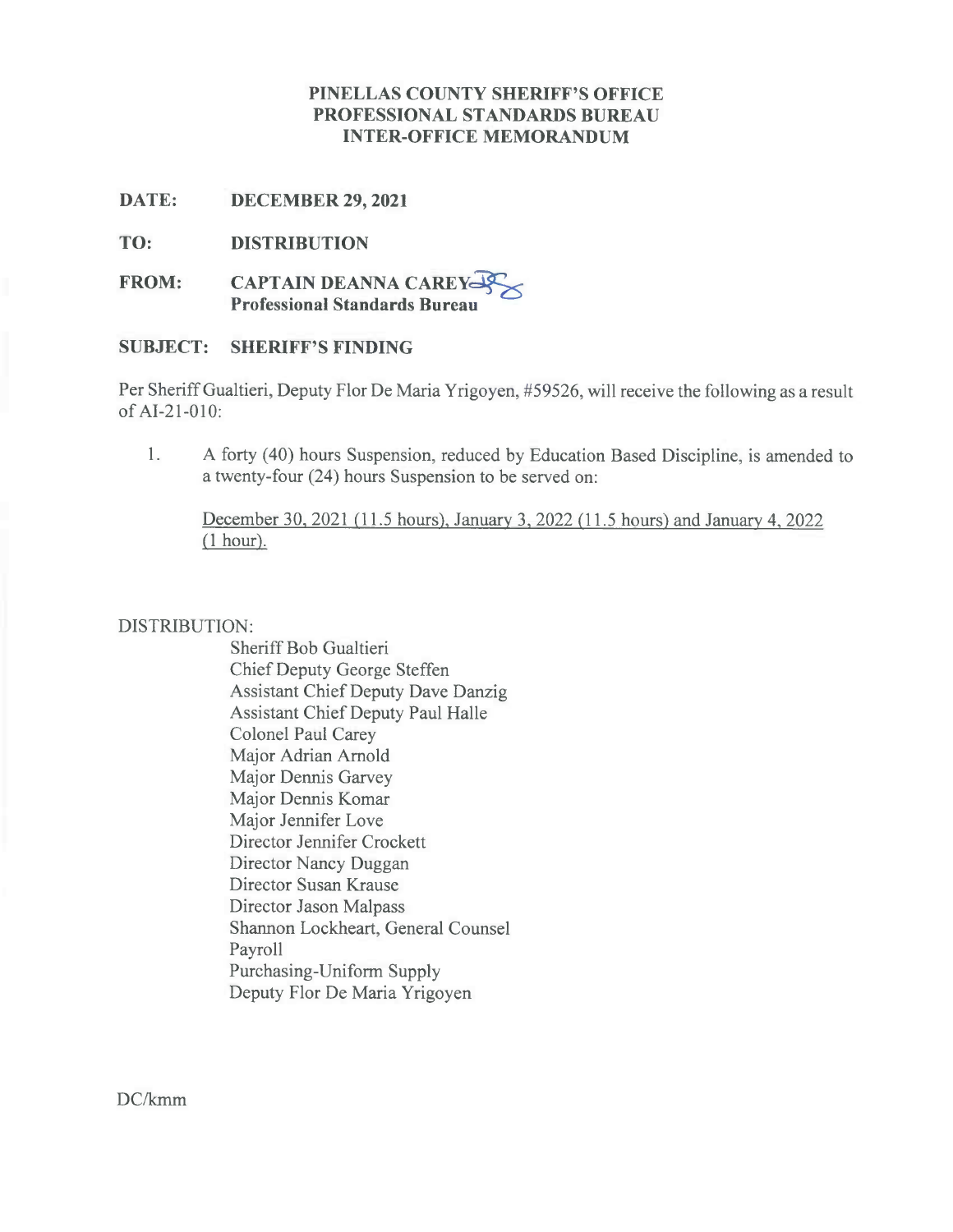# PINELLAS COUNTY SHERIFF'S OFFICE
## PROFESSIONAL STANDARDS BUREAU
## INTER-OFFICE MEMORANDUM

**DATE:** **DECEMBER 29, 2021**

**TO:** **DISTRIBUTION**

**FROM:** **CAPTAIN DEANNA CAREY**
**Professional Standards Bureau**

**SUBJECT:** **SHERIFF'S FINDING**

Per Sheriff Gualtieri, Deputy Flor De Maria Yrigoyen, #59526, will receive the following as a result of AI-21-010:

1. A forty (40) hours Suspension, reduced by Education Based Discipline, is amended to a twenty-four (24) hours Suspension to be served on:

   <u>December 30, 2021 (11.5 hours), January 3, 2022 (11.5 hours) and January 4, 2022 (1 hour).</u>

DISTRIBUTION:

Sheriff Bob Gualtieri
Chief Deputy George Steffen
Assistant Chief Deputy Dave Danzig
Assistant Chief Deputy Paul Halle
Colonel Paul Carey
Major Adrian Arnold
Major Dennis Garvey
Major Dennis Komar
Major Jennifer Love
Director Jennifer Crockett
Director Nancy Duggan
Director Susan Krause
Director Jason Malpass
Shannon Lockheart, General Counsel
Payroll
Purchasing-Uniform Supply
Deputy Flor De Maria Yrigoyen

DC/kmm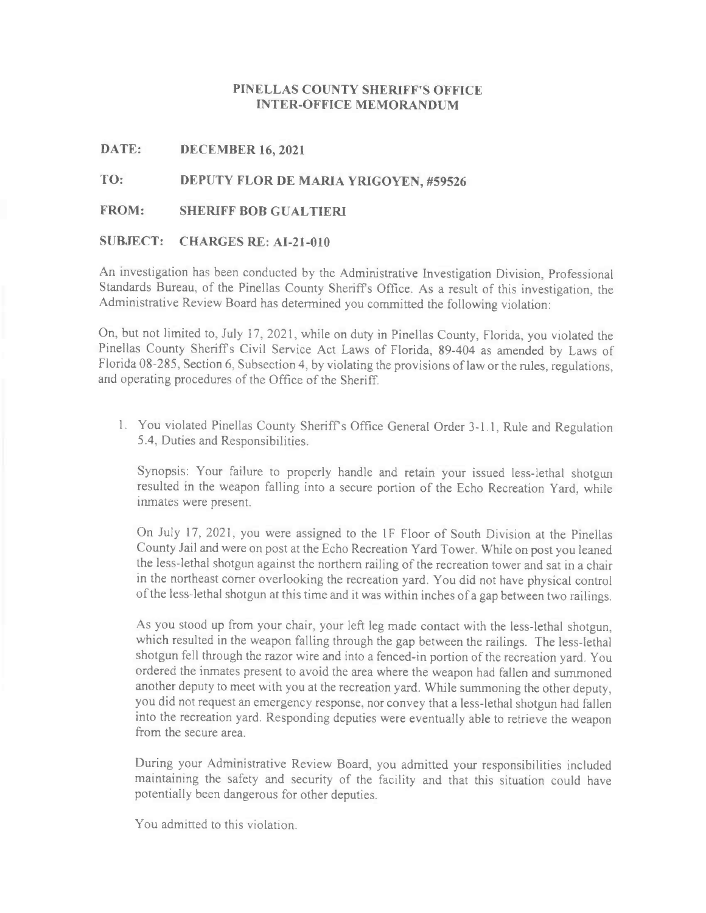**PINELLAS COUNTY SHERIFF'S OFFICE**
**INTER-OFFICE MEMORANDUM**

**DATE:** **DECEMBER 16, 2021**

**TO:** **DEPUTY FLOR DE MARIA YRIGOYEN, #59526**

**FROM:** **SHERIFF BOB GUALTIERI**

**SUBJECT:** **CHARGES RE: AI-21-010**

An investigation has been conducted by the Administrative Investigation Division, Professional Standards Bureau, of the Pinellas County Sheriff's Office. As a result of this investigation, the Administrative Review Board has determined you committed the following violation:

On, but not limited to, July 17, 2021, while on duty in Pinellas County, Florida, you violated the Pinellas County Sheriff's Civil Service Act Laws of Florida, 89-404 as amended by Laws of Florida 08-285, Section 6, Subsection 4, by violating the provisions of law or the rules, regulations, and operating procedures of the Office of the Sheriff.

1. You violated Pinellas County Sheriff's Office General Order 3-1.1, Rule and Regulation 5.4, Duties and Responsibilities.

   Synopsis: Your failure to properly handle and retain your issued less-lethal shotgun resulted in the weapon falling into a secure portion of the Echo Recreation Yard, while inmates were present.

   On July 17, 2021, you were assigned to the 1F Floor of South Division at the Pinellas County Jail and were on post at the Echo Recreation Yard Tower. While on post you leaned the less-lethal shotgun against the northern railing of the recreation tower and sat in a chair in the northeast corner overlooking the recreation yard. You did not have physical control of the less-lethal shotgun at this time and it was within inches of a gap between two railings.

   As you stood up from your chair, your left leg made contact with the less-lethal shotgun, which resulted in the weapon falling through the gap between the railings. The less-lethal shotgun fell through the razor wire and into a fenced-in portion of the recreation yard. You ordered the inmates present to avoid the area where the weapon had fallen and summoned another deputy to meet with you at the recreation yard. While summoning the other deputy, you did not request an emergency response, nor convey that a less-lethal shotgun had fallen into the recreation yard. Responding deputies were eventually able to retrieve the weapon from the secure area.

   During your Administrative Review Board, you admitted your responsibilities included maintaining the safety and security of the facility and that this situation could have potentially been dangerous for other deputies.

   You admitted to this violation.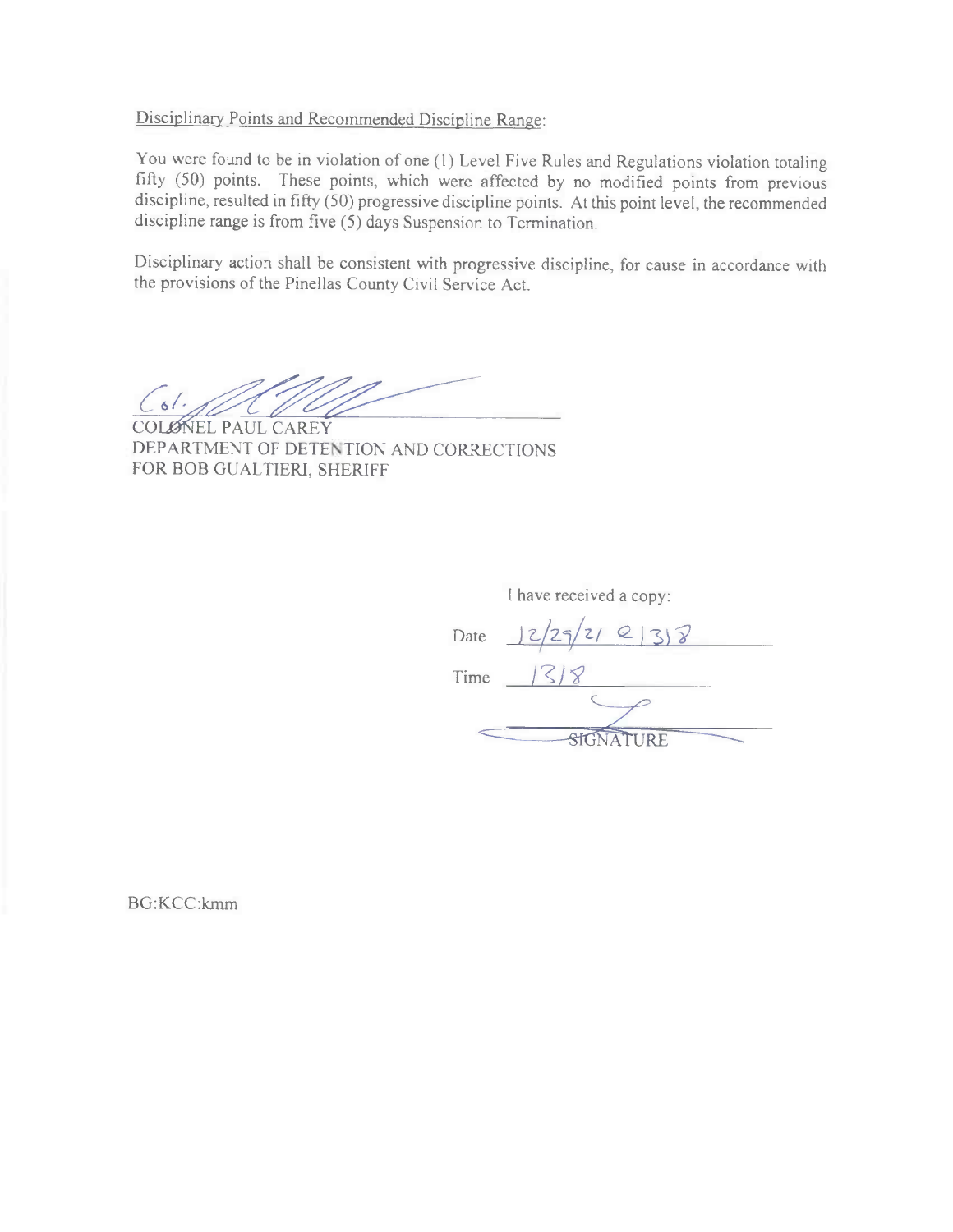Disciplinary Points and Recommended Discipline Range:

You were found to be in violation of one (1) Level Five Rules and Regulations violation totaling fifty (50) points. These points, which were affected by no modified points from previous discipline, resulted in fifty (50) progressive discipline points. At this point level, the recommended discipline range is from five (5) days Suspension to Termination.

Disciplinary action shall be consistent with progressive discipline, for cause in accordance with the provisions of the Pinellas County Civil Service Act.

Col.

COLONEL PAUL CAREY
DEPARTMENT OF DETENTION AND CORRECTIONS
FOR BOB GUALTIERI, SHERIFF

I have received a copy:

Date 12/29/21 @1318

Time 1318

SIGNATURE

BG:KCC:kmm